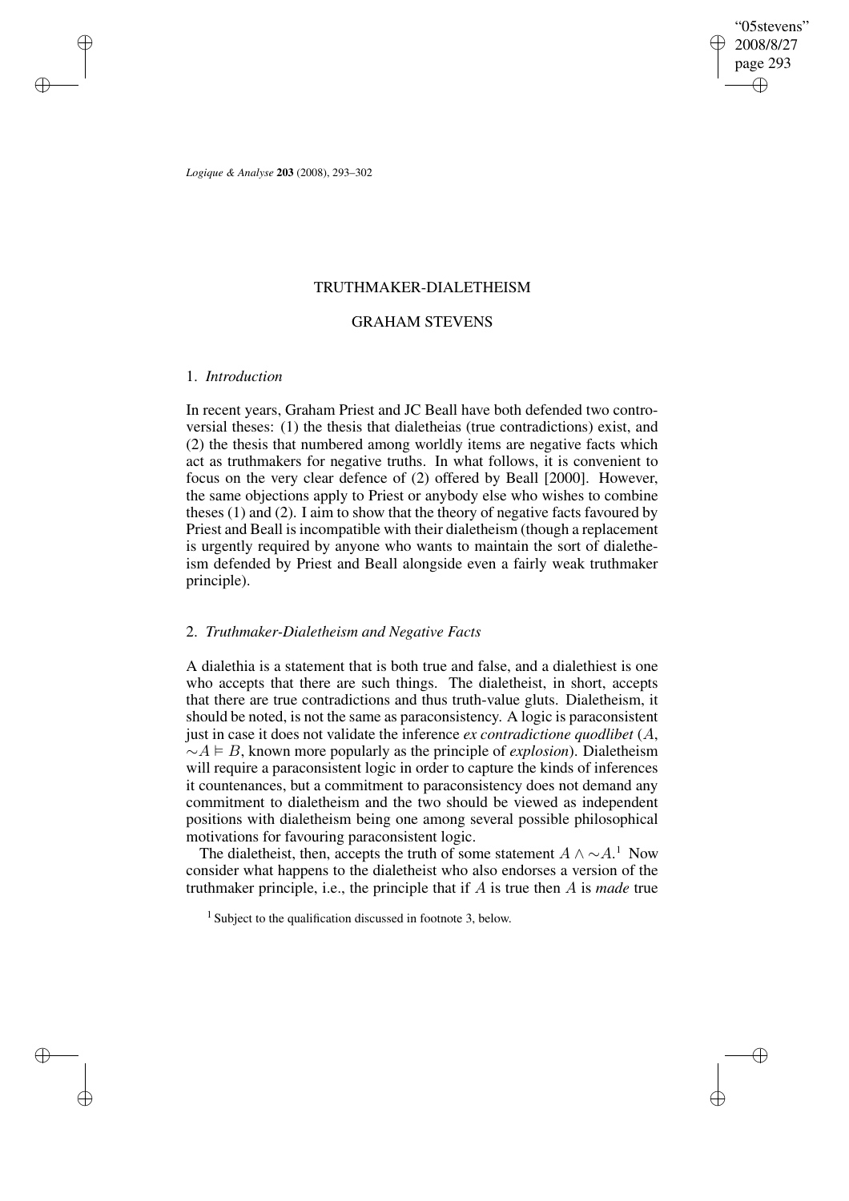# TRUTHMAKER-DIALETHEISM

## GRAHAM STEVENS

### 1. *Introduction*

In recent years, Graham Priest and JC Beall have both defended two controversial theses: (1) the thesis that dialetheias (true contradictions) exist, and (2) the thesis that numbered among worldly items are negative facts which act as truthmakers for negative truths. In what follows, it is convenient to focus on the very clear defence of (2) offered by Beall [2000]. However, the same objections apply to Priest or anybody else who wishes to combine theses (1) and (2). I aim to show that the theory of negative facts favoured by Priest and Beall is incompatible with their dialetheism (though a replacement is urgently required by anyone who wants to maintain the sort of dialetheism defended by Priest and Beall alongside even a fairly weak truthmaker principle).

### 2. *Truthmaker-Dialetheism and Negative Facts*

A dialethia is a statement that is both true and false, and a dialethiest is one who accepts that there are such things. The dialetheist, in short, accepts that there are true contradictions and thus truth-value gluts. Dialetheism, it should be noted, is not the same as paraconsistency. A logic is paraconsistent just in case it does not validate the inference *ex contradictione quodlibet* ($A$, $\sim A \vDash B$, known more popularly as the principle of *explosion*). Dialetheism will require a paraconsistent logic in order to capture the kinds of inferences it countenances, but a commitment to paraconsistency does not demand any commitment to dialetheism and the two should be viewed as independent positions with dialetheism being one among several possible philosophical motivations for favouring paraconsistent logic.

The dialetheist, then, accepts the truth of some statement $A \wedge \sim A$.[1] Now consider what happens to the dialetheist who also endorses a version of the truthmaker principle, i.e., the principle that if $A$ is true then $A$ is *made* true

[1] Subject to the qualification discussed in footnote 3, below.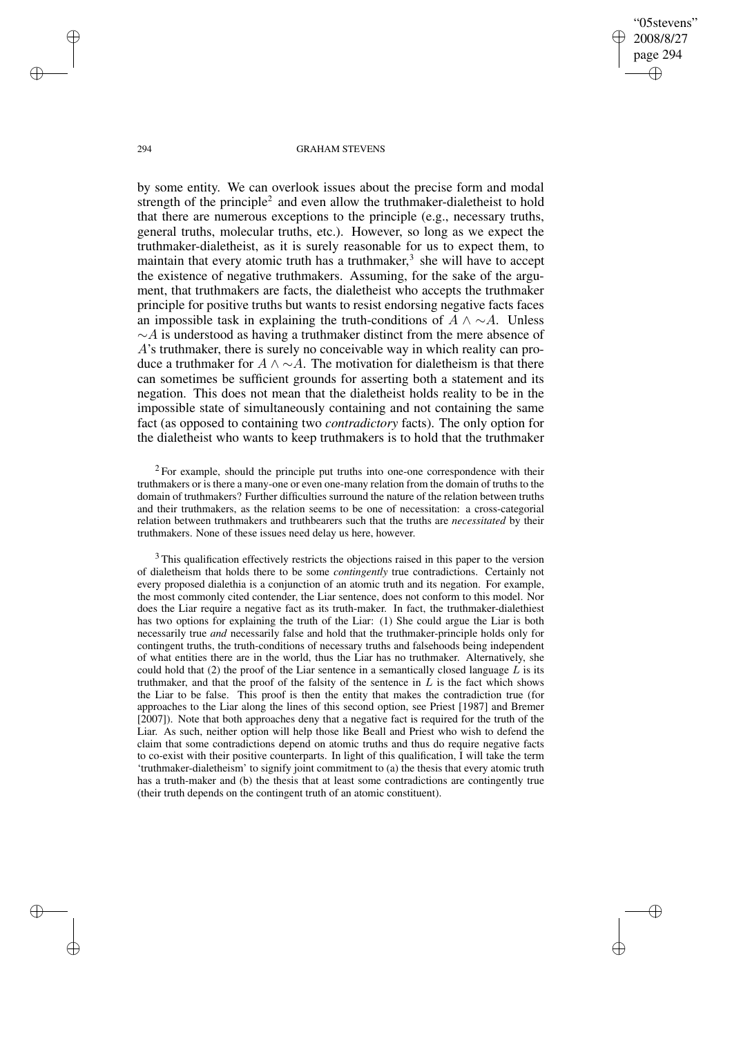by some entity. We can overlook issues about the precise form and modal strength of the principle[2] and even allow the truthmaker-dialetheist to hold that there are numerous exceptions to the principle (e.g., necessary truths, general truths, molecular truths, etc.). However, so long as we expect the truthmaker-dialetheist, as it is surely reasonable for us to expect them, to maintain that every atomic truth has a truthmaker,[3] she will have to accept the existence of negative truthmakers. Assuming, for the sake of the argument, that truthmakers are facts, the dialetheist who accepts the truthmaker principle for positive truths but wants to resist endorsing negative facts faces an impossible task in explaining the truth-conditions of $A \wedge \sim A$. Unless $\sim A$ is understood as having a truthmaker distinct from the mere absence of $A$'s truthmaker, there is surely no conceivable way in which reality can produce a truthmaker for $A \wedge \sim A$. The motivation for dialetheism is that there can sometimes be sufficient grounds for asserting both a statement and its negation. This does not mean that the dialetheist holds reality to be in the impossible state of simultaneously containing and not containing the same fact (as opposed to containing two *contradictory* facts). The only option for the dialetheist who wants to keep truthmakers is to hold that the truthmaker

[2] For example, should the principle put truths into one-one correspondence with their truthmakers or is there a many-one or even one-many relation from the domain of truths to the domain of truthmakers? Further difficulties surround the nature of the relation between truths and their truthmakers, as the relation seems to be one of necessitation: a cross-categorial relation between truthmakers and truthbearers such that the truths are *necessitated* by their truthmakers. None of these issues need delay us here, however.

[3] This qualification effectively restricts the objections raised in this paper to the version of dialetheism that holds there to be some *contingently* true contradictions. Certainly not every proposed dialethia is a conjunction of an atomic truth and its negation. For example, the most commonly cited contender, the Liar sentence, does not conform to this model. Nor does the Liar require a negative fact as its truth-maker. In fact, the truthmaker-dialethiest has two options for explaining the truth of the Liar: (1) She could argue the Liar is both necessarily true *and* necessarily false and hold that the truthmaker-principle holds only for contingent truths, the truth-conditions of necessary truths and falsehoods being independent of what entities there are in the world, thus the Liar has no truthmaker. Alternatively, she could hold that (2) the proof of the Liar sentence in a semantically closed language $L$ is its truthmaker, and that the proof of the falsity of the sentence in $L$ is the fact which shows the Liar to be false. This proof is then the entity that makes the contradiction true (for approaches to the Liar along the lines of this second option, see Priest [1987] and Bremer [2007]). Note that both approaches deny that a negative fact is required for the truth of the Liar. As such, neither option will help those like Beall and Priest who wish to defend the claim that some contradictions depend on atomic truths and thus do require negative facts to co-exist with their positive counterparts. In light of this qualification, I will take the term 'truthmaker-dialetheism' to signify joint commitment to (a) the thesis that every atomic truth has a truth-maker and (b) the thesis that at least some contradictions are contingently true (their truth depends on the contingent truth of an atomic constituent).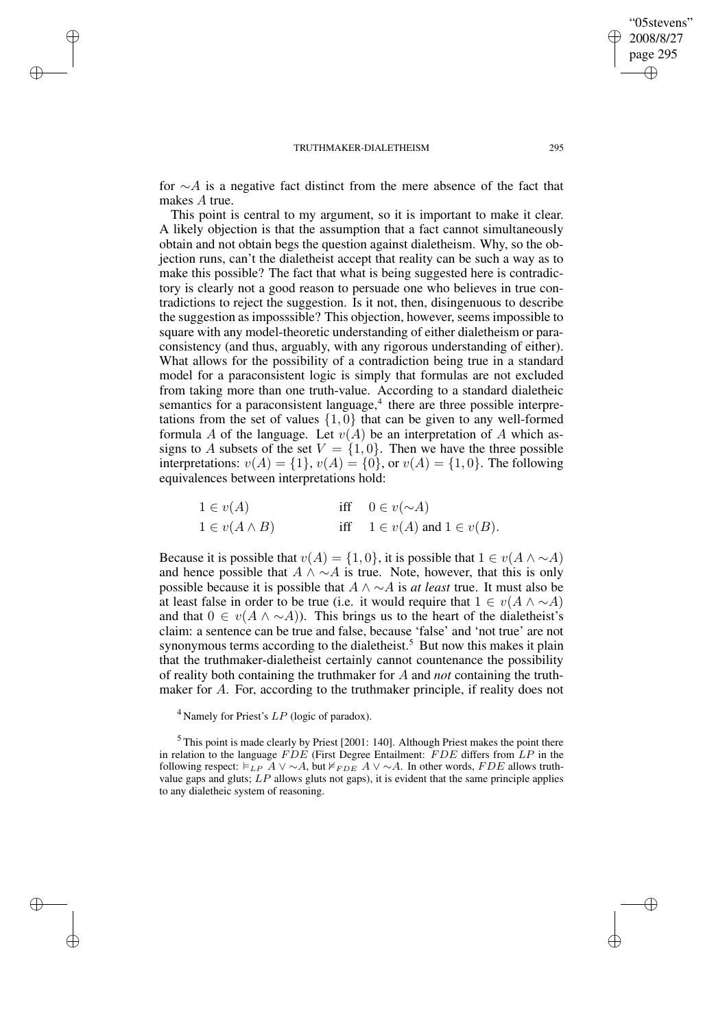for $\sim A$ is a negative fact distinct from the mere absence of the fact that makes $A$ true.

This point is central to my argument, so it is important to make it clear. A likely objection is that the assumption that a fact cannot simultaneously obtain and not obtain begs the question against dialetheism. Why, so the objection runs, can't the dialetheist accept that reality can be such a way as to make this possible? The fact that what is being suggested here is contradictory is clearly not a good reason to persuade one who believes in true contradictions to reject the suggestion. Is it not, then, disingenuous to describe the suggestion as impossible? This objection, however, seems impossible to square with any model-theoretic understanding of either dialetheism or paraconsistency (and thus, arguably, with any rigorous understanding of either). What allows for the possibility of a contradiction being true in a standard model for a paraconsistent logic is simply that formulas are not excluded from taking more than one truth-value. According to a standard dialetheic semantics for a paraconsistent language,[4] there are three possible interpretations from the set of values $\{1, 0\}$ that can be given to any well-formed formula $A$ of the language. Let $v(A)$ be an interpretation of $A$ which assigns to $A$ subsets of the set $V = \{1, 0\}$. Then we have the three possible interpretations: $v(A) = \{1\}$, $v(A) = \{0\}$, or $v(A) = \{1, 0\}$. The following equivalences between interpretations hold:

$$1 \in v(A) \quad \text{iff} \quad 0 \in v(\sim A)$$

$$1 \in v(A \wedge B) \quad \text{iff} \quad 1 \in v(A) \text{ and } 1 \in v(B).$$

Because it is possible that $v(A) = \{1, 0\}$, it is possible that $1 \in v(A \wedge \sim A)$ and hence possible that $A \wedge \sim A$ is true. Note, however, that this is only possible because it is possible that $A \wedge \sim A$ is *at least* true. It must also be at least false in order to be true (i.e. it would require that $1 \in v(A \wedge \sim A)$ and that $0 \in v(A \wedge \sim A)$). This brings us to the heart of the dialetheist's claim: a sentence can be true and false, because 'false' and 'not true' are not synonymous terms according to the dialetheist.[5] But now this makes it plain that the truthmaker-dialetheist certainly cannot countenance the possibility of reality both containing the truthmaker for $A$ and *not* containing the truthmaker for $A$. For, according to the truthmaker principle, if reality does not

[4] Namely for Priest's $LP$ (logic of paradox).

[5] This point is made clearly by Priest [2001: 140]. Although Priest makes the point there in relation to the language $FDE$ (First Degree Entailment: $FDE$ differs from $LP$ in the following respect: $\vDash_{LP} A \vee \sim A$, but $\nvDash_{FDE} A \vee \sim A$. In other words, $FDE$ allows truth-value gaps and gluts; $LP$ allows gluts not gaps), it is evident that the same principle applies to any dialetheic system of reasoning.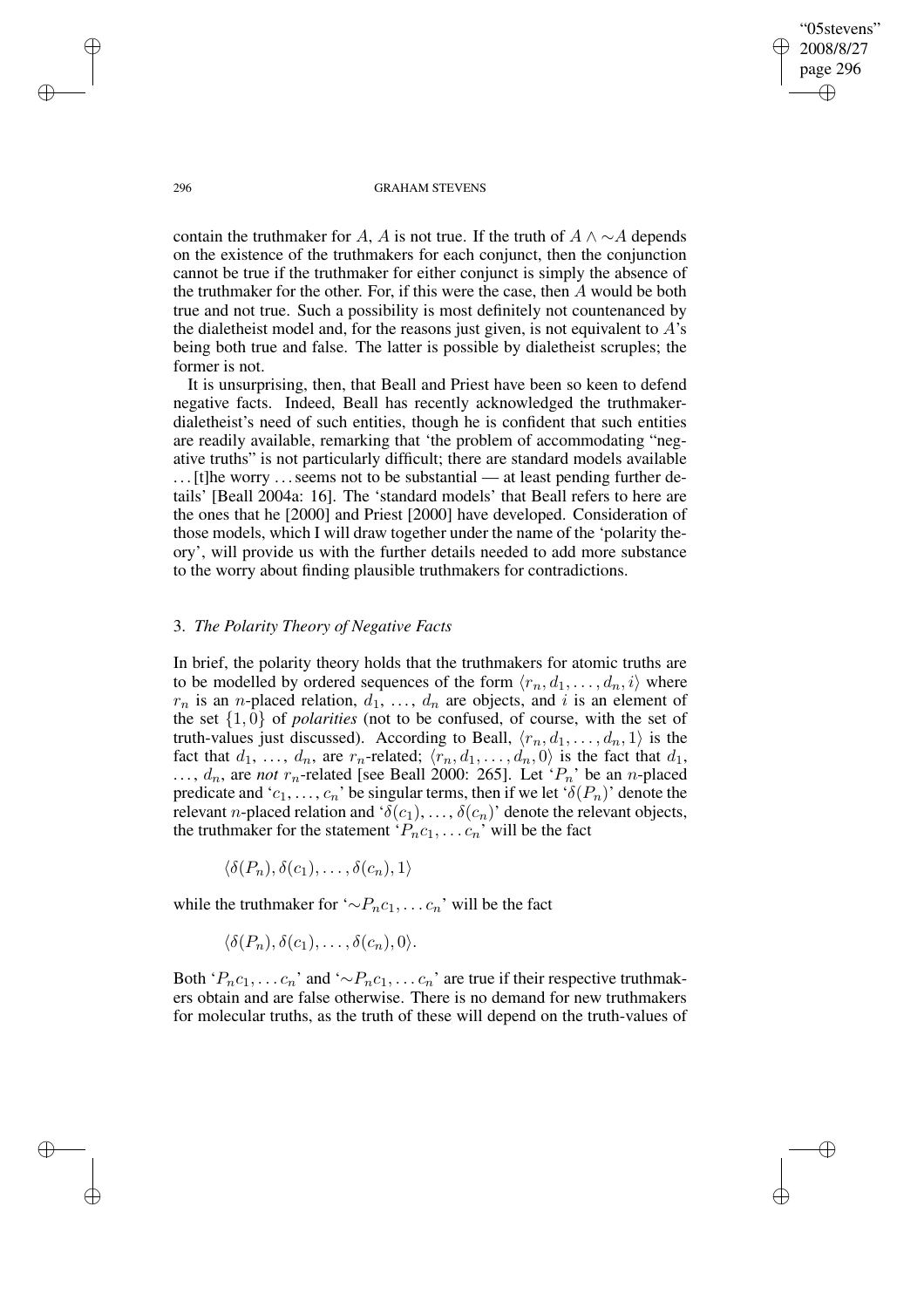contain the truthmaker for $A$, $A$ is not true. If the truth of $A \wedge \sim A$ depends on the existence of the truthmakers for each conjunct, then the conjunction cannot be true if the truthmaker for either conjunct is simply the absence of the truthmaker for the other. For, if this were the case, then $A$ would be both true and not true. Such a possibility is most definitely not countenanced by the dialetheist model and, for the reasons just given, is not equivalent to $A$'s being both true and false. The latter is possible by dialetheist scruples; the former is not.

It is unsurprising, then, that Beall and Priest have been so keen to defend negative facts. Indeed, Beall has recently acknowledged the truthmaker-dialetheist's need of such entities, though he is confident that such entities are readily available, remarking that 'the problem of accommodating "negative truths" is not particularly difficult; there are standard models available ... [t]he worry ... seems not to be substantial — at least pending further details' [Beall 2004a: 16]. The 'standard models' that Beall refers to here are the ones that he [2000] and Priest [2000] have developed. Consideration of those models, which I will draw together under the name of the 'polarity theory', will provide us with the further details needed to add more substance to the worry about finding plausible truthmakers for contradictions.

## 3. *The Polarity Theory of Negative Facts*

In brief, the polarity theory holds that the truthmakers for atomic truths are to be modelled by ordered sequences of the form $\langle r_n, d_1, \ldots, d_n, i\rangle$ where $r_n$ is an $n$-placed relation, $d_1, \ldots, d_n$ are objects, and $i$ is an element of the set $\{1, 0\}$ of *polarities* (not to be confused, of course, with the set of truth-values just discussed). According to Beall, $\langle r_n, d_1, \ldots, d_n, 1\rangle$ is the fact that $d_1, \ldots, d_n$, are $r_n$-related; $\langle r_n, d_1, \ldots, d_n, 0\rangle$ is the fact that $d_1, \ldots, d_n$, are *not* $r_n$-related [see Beall 2000: 265]. Let '$P_n$' be an $n$-placed predicate and '$c_1, \ldots, c_n$' be singular terms, then if we let '$\delta(P_n)$' denote the relevant $n$-placed relation and '$\delta(c_1), \ldots, \delta(c_n)$' denote the relevant objects, the truthmaker for the statement '$P_n c_1, \ldots c_n$' will be the fact

$$\langle \delta(P_n), \delta(c_1), \ldots, \delta(c_n), 1\rangle$$

while the truthmaker for '$\sim P_n c_1, \ldots c_n$' will be the fact

$$\langle \delta(P_n), \delta(c_1), \ldots, \delta(c_n), 0\rangle.$$

Both '$P_n c_1, \ldots c_n$' and '$\sim P_n c_1, \ldots c_n$' are true if their respective truthmakers obtain and are false otherwise. There is no demand for new truthmakers for molecular truths, as the truth of these will depend on the truth-values of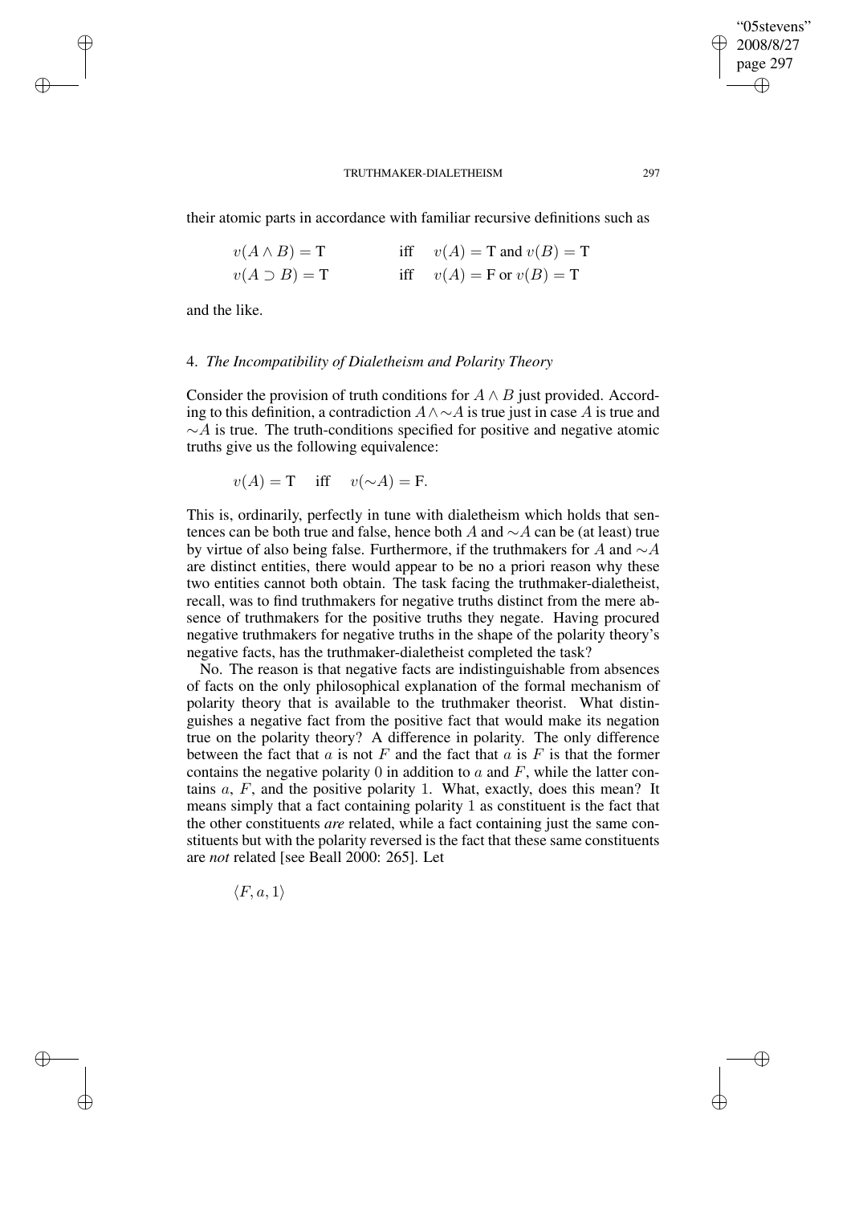their atomic parts in accordance with familiar recursive definitions such as

$$v(A \wedge B) = \mathrm{T} \quad \text{iff} \quad v(A) = \mathrm{T} \text{ and } v(B) = \mathrm{T}$$
$$v(A \supset B) = \mathrm{T} \quad \text{iff} \quad v(A) = \mathrm{F} \text{ or } v(B) = \mathrm{T}$$

and the like.

## 4. *The Incompatibility of Dialetheism and Polarity Theory*

Consider the provision of truth conditions for $A \wedge B$ just provided. According to this definition, a contradiction $A \wedge {\sim}A$ is true just in case $A$ is true and ${\sim}A$ is true. The truth-conditions specified for positive and negative atomic truths give us the following equivalence:

$$v(A) = \mathrm{T} \quad \text{iff} \quad v({\sim}A) = \mathrm{F}.$$

This is, ordinarily, perfectly in tune with dialetheism which holds that sentences can be both true and false, hence both $A$ and ${\sim}A$ can be (at least) true by virtue of also being false. Furthermore, if the truthmakers for $A$ and ${\sim}A$ are distinct entities, there would appear to be no a priori reason why these two entities cannot both obtain. The task facing the truthmaker-dialetheist, recall, was to find truthmakers for negative truths distinct from the mere absence of truthmakers for the positive truths they negate. Having procured negative truthmakers for negative truths in the shape of the polarity theory's negative facts, has the truthmaker-dialetheist completed the task?

No. The reason is that negative facts are indistinguishable from absences of facts on the only philosophical explanation of the formal mechanism of polarity theory that is available to the truthmaker theorist. What distinguishes a negative fact from the positive fact that would make its negation true on the polarity theory? A difference in polarity. The only difference between the fact that $a$ is not $F$ and the fact that $a$ is $F$ is that the former contains the negative polarity 0 in addition to $a$ and $F$, while the latter contains $a$, $F$, and the positive polarity 1. What, exactly, does this mean? It means simply that a fact containing polarity 1 as constituent is the fact that the other constituents *are* related, while a fact containing just the same constituents but with the polarity reversed is the fact that these same constituents are *not* related [see Beall 2000: 265]. Let

$$\langle F, a, 1 \rangle$$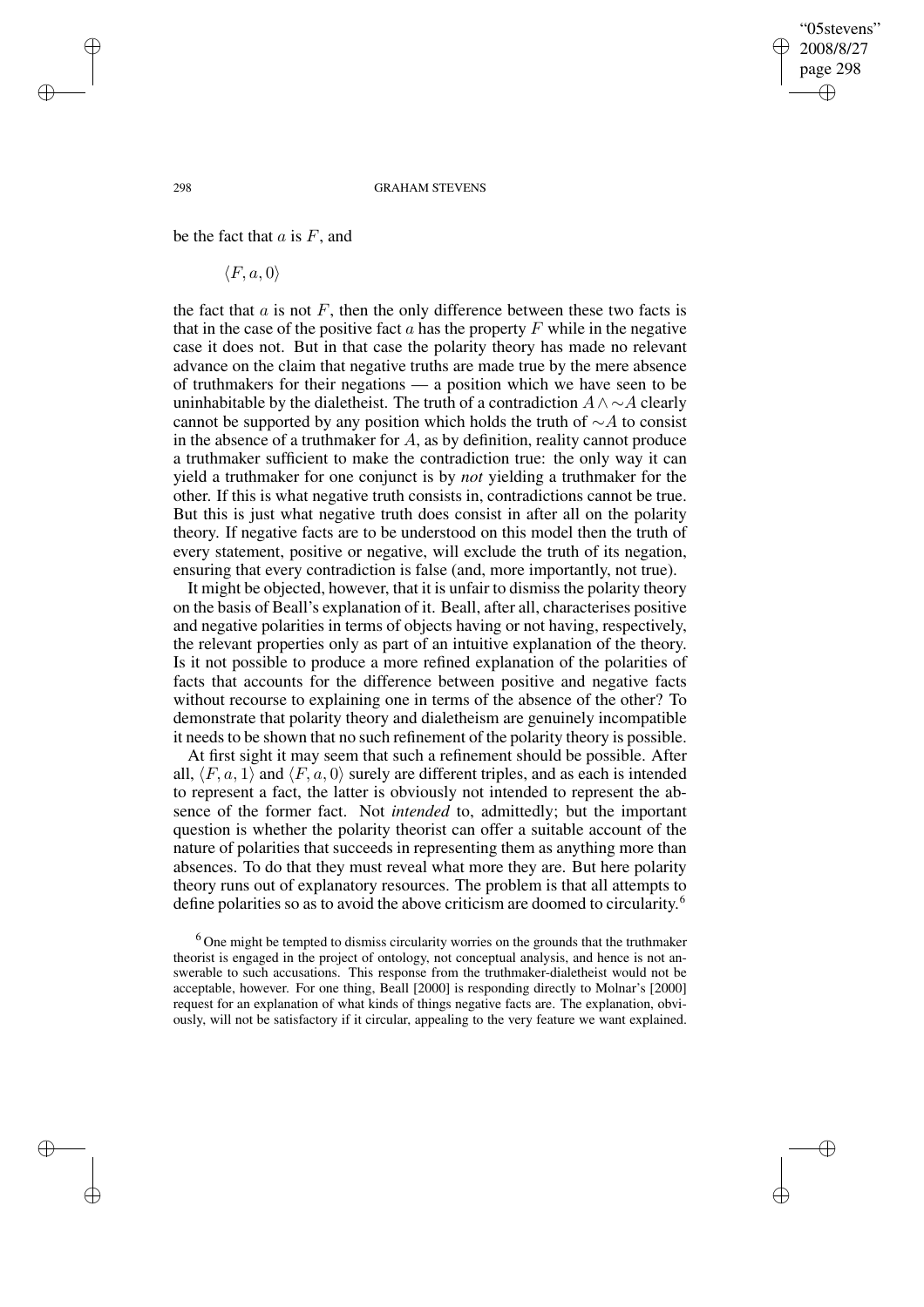be the fact that $a$ is $F$, and

$$\langle F, a, 0 \rangle$$

the fact that $a$ is not $F$, then the only difference between these two facts is that in the case of the positive fact $a$ has the property $F$ while in the negative case it does not. But in that case the polarity theory has made no relevant advance on the claim that negative truths are made true by the mere absence of truthmakers for their negations — a position which we have seen to be uninhabitable by the dialetheist. The truth of a contradiction $A \wedge \sim A$ clearly cannot be supported by any position which holds the truth of $\sim A$ to consist in the absence of a truthmaker for $A$, as by definition, reality cannot produce a truthmaker sufficient to make the contradiction true: the only way it can yield a truthmaker for one conjunct is by *not* yielding a truthmaker for the other. If this is what negative truth consists in, contradictions cannot be true. But this is just what negative truth does consist in after all on the polarity theory. If negative facts are to be understood on this model then the truth of every statement, positive or negative, will exclude the truth of its negation, ensuring that every contradiction is false (and, more importantly, not true).

It might be objected, however, that it is unfair to dismiss the polarity theory on the basis of Beall's explanation of it. Beall, after all, characterises positive and negative polarities in terms of objects having or not having, respectively, the relevant properties only as part of an intuitive explanation of the theory. Is it not possible to produce a more refined explanation of the polarities of facts that accounts for the difference between positive and negative facts without recourse to explaining one in terms of the absence of the other? To demonstrate that polarity theory and dialetheism are genuinely incompatible it needs to be shown that no such refinement of the polarity theory is possible.

At first sight it may seem that such a refinement should be possible. After all, $\langle F, a, 1 \rangle$ and $\langle F, a, 0 \rangle$ surely are different triples, and as each is intended to represent a fact, the latter is obviously not intended to represent the absence of the former fact. Not *intended* to, admittedly; but the important question is whether the polarity theorist can offer a suitable account of the nature of polarities that succeeds in representing them as anything more than absences. To do that they must reveal what more they are. But here polarity theory runs out of explanatory resources. The problem is that all attempts to define polarities so as to avoid the above criticism are doomed to circularity.[6]

[6] One might be tempted to dismiss circularity worries on the grounds that the truthmaker theorist is engaged in the project of ontology, not conceptual analysis, and hence is not answerable to such accusations. This response from the truthmaker-dialetheist would not be acceptable, however. For one thing, Beall [2000] is responding directly to Molnar's [2000] request for an explanation of what kinds of things negative facts are. The explanation, obviously, will not be satisfactory if it circular, appealing to the very feature we want explained.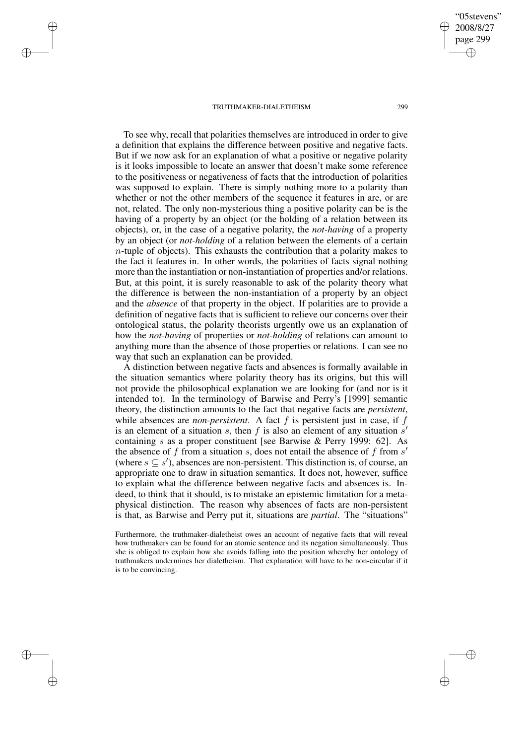To see why, recall that polarities themselves are introduced in order to give a definition that explains the difference between positive and negative facts. But if we now ask for an explanation of what a positive or negative polarity is it looks impossible to locate an answer that doesn't make some reference to the positiveness or negativeness of facts that the introduction of polarities was supposed to explain. There is simply nothing more to a polarity than whether or not the other members of the sequence it features in are, or are not, related. The only non-mysterious thing a positive polarity can be is the having of a property by an object (or the holding of a relation between its objects), or, in the case of a negative polarity, the *not-having* of a property by an object (or *not-holding* of a relation between the elements of a certain $n$-tuple of objects). This exhausts the contribution that a polarity makes to the fact it features in. In other words, the polarities of facts signal nothing more than the instantiation or non-instantiation of properties and/or relations. But, at this point, it is surely reasonable to ask of the polarity theory what the difference is between the non-instantiation of a property by an object and the *absence* of that property in the object. If polarities are to provide a definition of negative facts that is sufficient to relieve our concerns over their ontological status, the polarity theorists urgently owe us an explanation of how the *not-having* of properties or *not-holding* of relations can amount to anything more than the absence of those properties or relations. I can see no way that such an explanation can be provided.

A distinction between negative facts and absences is formally available in the situation semantics where polarity theory has its origins, but this will not provide the philosophical explanation we are looking for (and nor is it intended to). In the terminology of Barwise and Perry's [1999] semantic theory, the distinction amounts to the fact that negative facts are *persistent*, while absences are *non-persistent*. A fact $f$ is persistent just in case, if $f$ is an element of a situation $s$, then $f$ is also an element of any situation $s'$ containing $s$ as a proper constituent [see Barwise & Perry 1999: 62]. As the absence of $f$ from a situation $s$, does not entail the absence of $f$ from $s'$ (where $s \subseteq s'$), absences are non-persistent. This distinction is, of course, an appropriate one to draw in situation semantics. It does not, however, suffice to explain what the difference between negative facts and absences is. Indeed, to think that it should, is to mistake an epistemic limitation for a metaphysical distinction. The reason why absences of facts are non-persistent is that, as Barwise and Perry put it, situations are *partial*. The "situations"

Furthermore, the truthmaker-dialetheist owes an account of negative facts that will reveal how truthmakers can be found for an atomic sentence and its negation simultaneously. Thus she is obliged to explain how she avoids falling into the position whereby her ontology of truthmakers undermines her dialetheism. That explanation will have to be non-circular if it is to be convincing.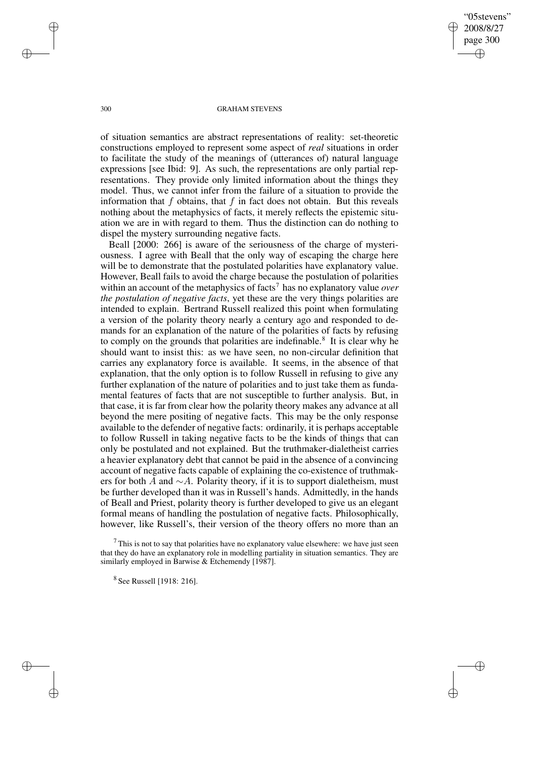of situation semantics are abstract representations of reality: set-theoretic constructions employed to represent some aspect of *real* situations in order to facilitate the study of the meanings of (utterances of) natural language expressions [see Ibid: 9]. As such, the representations are only partial representations. They provide only limited information about the things they model. Thus, we cannot infer from the failure of a situation to provide the information that $f$ obtains, that $f$ in fact does not obtain. But this reveals nothing about the metaphysics of facts, it merely reflects the epistemic situation we are in with regard to them. Thus the distinction can do nothing to dispel the mystery surrounding negative facts.

Beall [2000: 266] is aware of the seriousness of the charge of mysteriousness. I agree with Beall that the only way of escaping the charge here will be to demonstrate that the postulated polarities have explanatory value. However, Beall fails to avoid the charge because the postulation of polarities within an account of the metaphysics of facts[7] has no explanatory value *over the postulation of negative facts*, yet these are the very things polarities are intended to explain. Bertrand Russell realized this point when formulating a version of the polarity theory nearly a century ago and responded to demands for an explanation of the nature of the polarities of facts by refusing to comply on the grounds that polarities are indefinable.[8] It is clear why he should want to insist this: as we have seen, no non-circular definition that carries any explanatory force is available. It seems, in the absence of that explanation, that the only option is to follow Russell in refusing to give any further explanation of the nature of polarities and to just take them as fundamental features of facts that are not susceptible to further analysis. But, in that case, it is far from clear how the polarity theory makes any advance at all beyond the mere positing of negative facts. This may be the only response available to the defender of negative facts: ordinarily, it is perhaps acceptable to follow Russell in taking negative facts to be the kinds of things that can only be postulated and not explained. But the truthmaker-dialetheist carries a heavier explanatory debt that cannot be paid in the absence of a convincing account of negative facts capable of explaining the co-existence of truthmakers for both $A$ and $\sim A$. Polarity theory, if it is to support dialetheism, must be further developed than it was in Russell's hands. Admittedly, in the hands of Beall and Priest, polarity theory is further developed to give us an elegant formal means of handling the postulation of negative facts. Philosophically, however, like Russell's, their version of the theory offers no more than an

[7] This is not to say that polarities have no explanatory value elsewhere: we have just seen that they do have an explanatory role in modelling partiality in situation semantics. They are similarly employed in Barwise & Etchemendy [1987].

[8] See Russell [1918: 216].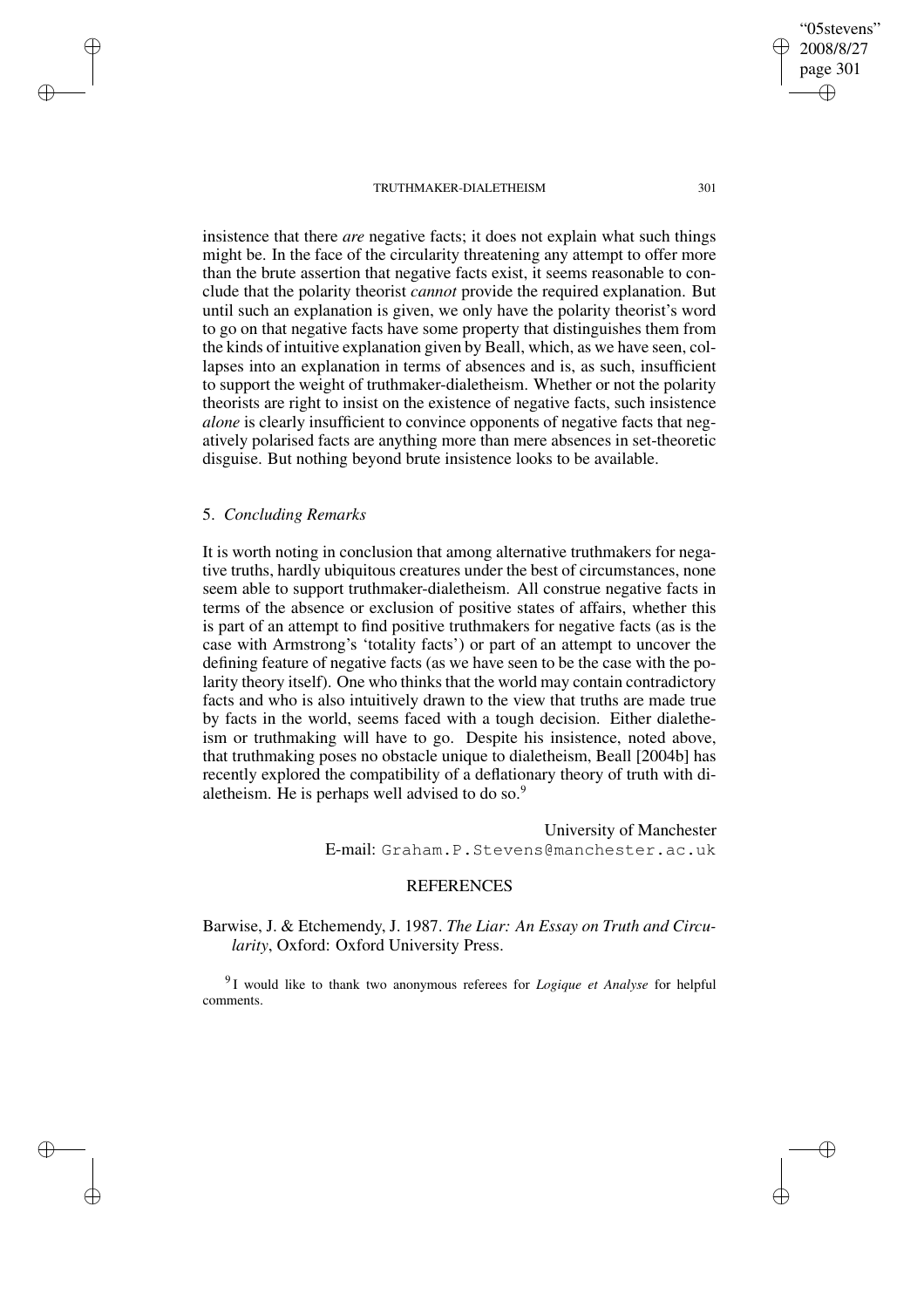insistence that there *are* negative facts; it does not explain what such things might be. In the face of the circularity threatening any attempt to offer more than the brute assertion that negative facts exist, it seems reasonable to conclude that the polarity theorist *cannot* provide the required explanation. But until such an explanation is given, we only have the polarity theorist's word to go on that negative facts have some property that distinguishes them from the kinds of intuitive explanation given by Beall, which, as we have seen, collapses into an explanation in terms of absences and is, as such, insufficient to support the weight of truthmaker-dialetheism. Whether or not the polarity theorists are right to insist on the existence of negative facts, such insistence *alone* is clearly insufficient to convince opponents of negative facts that negatively polarised facts are anything more than mere absences in set-theoretic disguise. But nothing beyond brute insistence looks to be available.

## 5. *Concluding Remarks*

It is worth noting in conclusion that among alternative truthmakers for negative truths, hardly ubiquitous creatures under the best of circumstances, none seem able to support truthmaker-dialetheism. All construe negative facts in terms of the absence or exclusion of positive states of affairs, whether this is part of an attempt to find positive truthmakers for negative facts (as is the case with Armstrong's 'totality facts') or part of an attempt to uncover the defining feature of negative facts (as we have seen to be the case with the polarity theory itself). One who thinks that the world may contain contradictory facts and who is also intuitively drawn to the view that truths are made true by facts in the world, seems faced with a tough decision. Either dialetheism or truthmaking will have to go. Despite his insistence, noted above, that truthmaking poses no obstacle unique to dialetheism, Beall [2004b] has recently explored the compatibility of a deflationary theory of truth with dialetheism. He is perhaps well advised to do so.[9]

University of Manchester
E-mail: Graham.P.Stevens@manchester.ac.uk

## REFERENCES

Barwise, J. & Etchemendy, J. 1987. *The Liar: An Essay on Truth and Circularity*, Oxford: Oxford University Press.

[9] I would like to thank two anonymous referees for *Logique et Analyse* for helpful comments.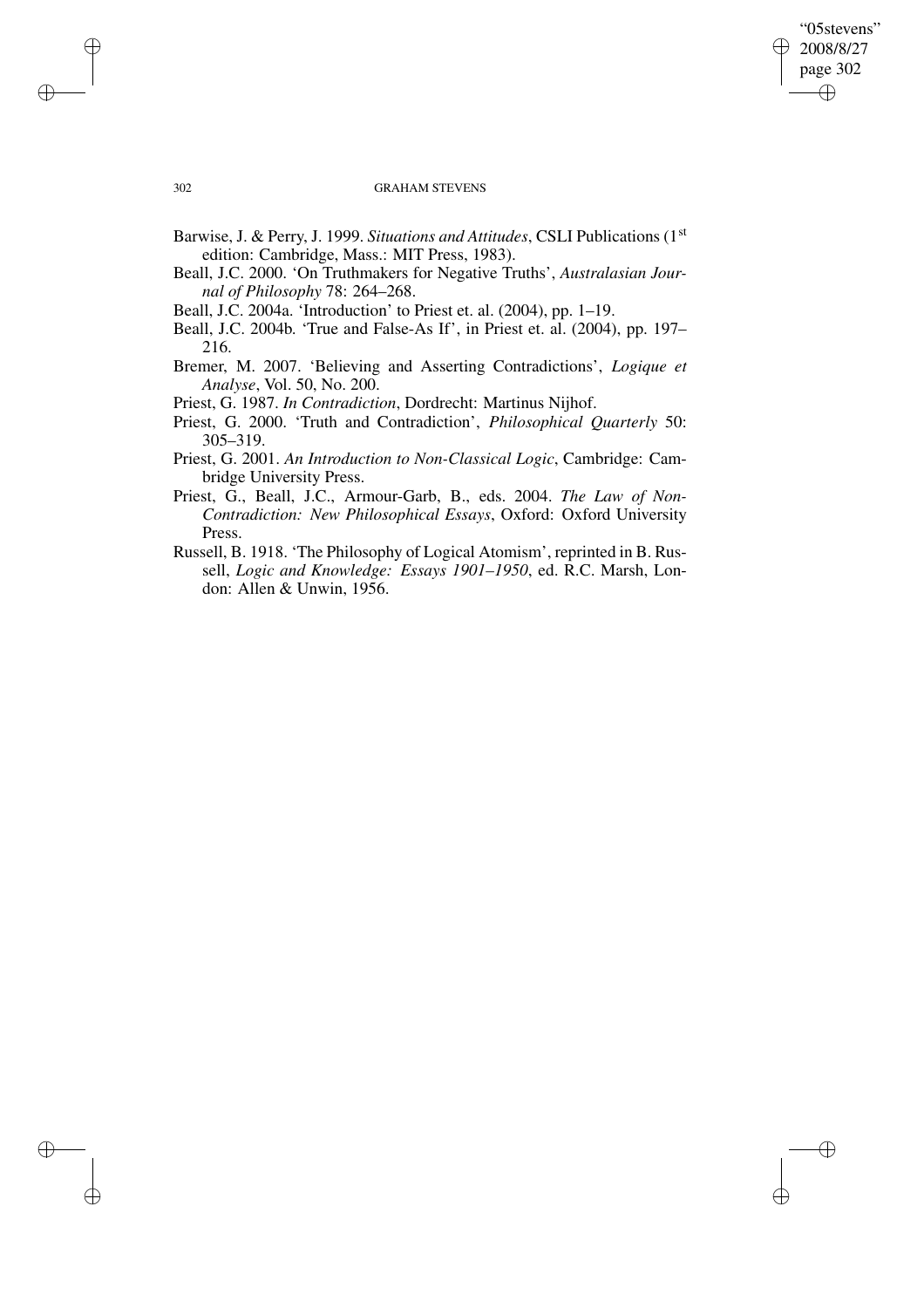Barwise, J. & Perry, J. 1999. *Situations and Attitudes*, CSLI Publications (1st edition: Cambridge, Mass.: MIT Press, 1983).

Beall, J.C. 2000. 'On Truthmakers for Negative Truths', *Australasian Journal of Philosophy* 78: 264–268.

Beall, J.C. 2004a. 'Introduction' to Priest et. al. (2004), pp. 1–19.

Beall, J.C. 2004b. 'True and False-As If', in Priest et. al. (2004), pp. 197–216.

Bremer, M. 2007. 'Believing and Asserting Contradictions', *Logique et Analyse*, Vol. 50, No. 200.

Priest, G. 1987. *In Contradiction*, Dordrecht: Martinus Nijhof.

Priest, G. 2000. 'Truth and Contradiction', *Philosophical Quarterly* 50: 305–319.

Priest, G. 2001. *An Introduction to Non-Classical Logic*, Cambridge: Cambridge University Press.

Priest, G., Beall, J.C., Armour-Garb, B., eds. 2004. *The Law of Non-Contradiction: New Philosophical Essays*, Oxford: Oxford University Press.

Russell, B. 1918. 'The Philosophy of Logical Atomism', reprinted in B. Russell, *Logic and Knowledge: Essays 1901–1950*, ed. R.C. Marsh, London: Allen & Unwin, 1956.